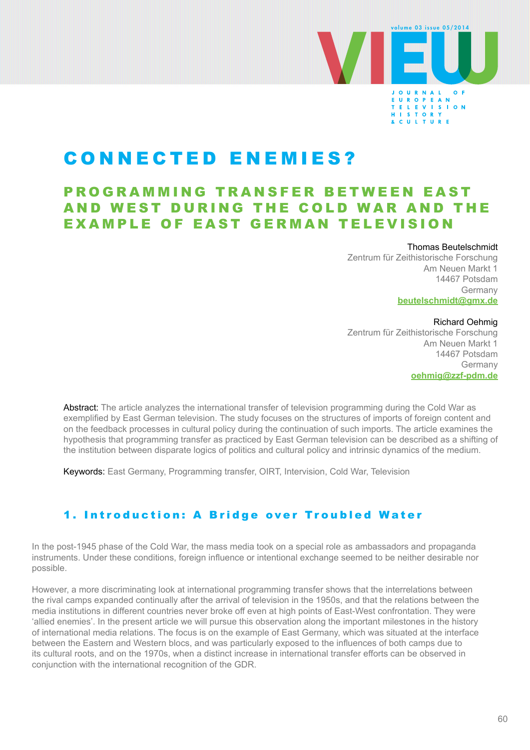# CONNECTED ENEMIES?

## PROGRAMMING TRANSFER BETWEEN EAST AND WEST DURING THE COLD WAR AND THE EXAMPLE OF EAST GERMAN TELEVISION

Thomas Beutelschmidt
Zentrum für Zeithistorische Forschung
Am Neuen Markt 1
14467 Potsdam
Germany
beutelschmidt@gmx.de

Richard Oehmig
Zentrum für Zeithistorische Forschung
Am Neuen Markt 1
14467 Potsdam
Germany
oehmig@zzf-pdm.de

Abstract: The article analyzes the international transfer of television programming during the Cold War as exemplified by East German television. The study focuses on the structures of imports of foreign content and on the feedback processes in cultural policy during the continuation of such imports. The article examines the hypothesis that programming transfer as practiced by East German television can be described as a shifting of the institution between disparate logics of politics and cultural policy and intrinsic dynamics of the medium.

Keywords: East Germany, Programming transfer, OIRT, Intervision, Cold War, Television

## 1. Introduction: A Bridge over Troubled Water

In the post-1945 phase of the Cold War, the mass media took on a special role as ambassadors and propaganda instruments. Under these conditions, foreign influence or intentional exchange seemed to be neither desirable nor possible.

However, a more discriminating look at international programming transfer shows that the interrelations between the rival camps expanded continually after the arrival of television in the 1950s, and that the relations between the media institutions in different countries never broke off even at high points of East-West confrontation. They were 'allied enemies'. In the present article we will pursue this observation along the important milestones in the history of international media relations. The focus is on the example of East Germany, which was situated at the interface between the Eastern and Western blocs, and was particularly exposed to the influences of both camps due to its cultural roots, and on the 1970s, when a distinct increase in international transfer efforts can be observed in conjunction with the international recognition of the GDR.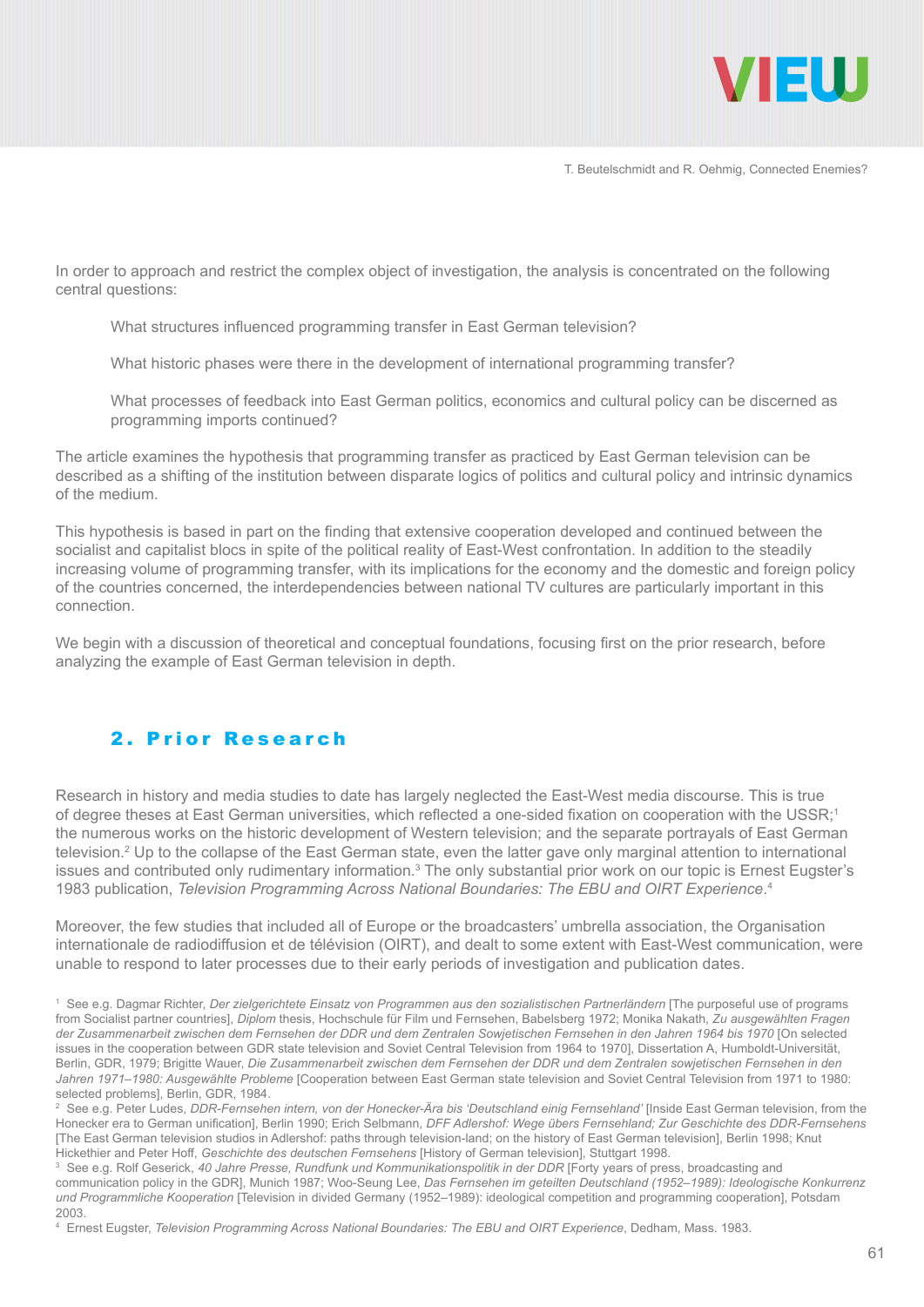In order to approach and restrict the complex object of investigation, the analysis is concentrated on the following central questions:

> What structures influenced programming transfer in East German television?
>
> What historic phases were there in the development of international programming transfer?
>
> What processes of feedback into East German politics, economics and cultural policy can be discerned as programming imports continued?

The article examines the hypothesis that programming transfer as practiced by East German television can be described as a shifting of the institution between disparate logics of politics and cultural policy and intrinsic dynamics of the medium.

This hypothesis is based in part on the finding that extensive cooperation developed and continued between the socialist and capitalist blocs in spite of the political reality of East-West confrontation. In addition to the steadily increasing volume of programming transfer, with its implications for the economy and the domestic and foreign policy of the countries concerned, the interdependencies between national TV cultures are particularly important in this connection.

We begin with a discussion of theoretical and conceptual foundations, focusing first on the prior research, before analyzing the example of East German television in depth.

## 2. Prior Research

Research in history and media studies to date has largely neglected the East-West media discourse. This is true of degree theses at East German universities, which reflected a one-sided fixation on cooperation with the USSR;[1] the numerous works on the historic development of Western television; and the separate portrayals of East German television.[2] Up to the collapse of the East German state, even the latter gave only marginal attention to international issues and contributed only rudimentary information.[3] The only substantial prior work on our topic is Ernest Eugster's 1983 publication, *Television Programming Across National Boundaries: The EBU and OIRT Experience*.[4]

Moreover, the few studies that included all of Europe or the broadcasters' umbrella association, the Organisation internationale de radiodiffusion et de télévision (OIRT), and dealt to some extent with East-West communication, were unable to respond to later processes due to their early periods of investigation and publication dates.

---

[1] See e.g. Dagmar Richter, *Der zielgerichtete Einsatz von Programmen aus den sozialistischen Partnerländern* [The purposeful use of programs from Socialist partner countries], *Diplom* thesis, Hochschule für Film und Fernsehen, Babelsberg 1972; Monika Nakath, *Zu ausgewählten Fragen der Zusammenarbeit zwischen dem Fernsehen der DDR und dem Zentralen Sowjetischen Fernsehen in den Jahren 1964 bis 1970* [On selected issues in the cooperation between GDR state television and Soviet Central Television from 1964 to 1970], Dissertation A, Humboldt-Universität, Berlin, GDR, 1979; Brigitte Wauer, *Die Zusammenarbeit zwischen dem Fernsehen der DDR und dem Zentralen sowjetischen Fernsehen in den Jahren 1971–1980: Ausgewählte Probleme* [Cooperation between East German state television and Soviet Central Television from 1971 to 1980: selected problems], Berlin, GDR, 1984.

[2] See e.g. Peter Ludes, *DDR-Fernsehen intern, von der Honecker-Ära bis 'Deutschland einig Fernsehland'* [Inside East German television, from the Honecker era to German unification], Berlin 1990; Erich Selbmann, *DFF Adlershof: Wege übers Fernsehland; Zur Geschichte des DDR-Fernsehens* [The East German television studios in Adlershof: paths through television-land; on the history of East German television], Berlin 1998; Knut Hickethier and Peter Hoff, *Geschichte des deutschen Fernsehens* [History of German television], Stuttgart 1998.

[3] See e.g. Rolf Geserick, *40 Jahre Presse, Rundfunk und Kommunikationspolitik in der DDR* [Forty years of press, broadcasting and communication policy in the GDR], Munich 1987; Woo-Seung Lee, *Das Fernsehen im geteilten Deutschland (1952–1989): Ideologische Konkurrenz und Programmliche Kooperation* [Television in divided Germany (1952–1989): ideological competition and programming cooperation], Potsdam 2003.

[4] Ernest Eugster, *Television Programming Across National Boundaries: The EBU and OIRT Experience*, Dedham, Mass. 1983.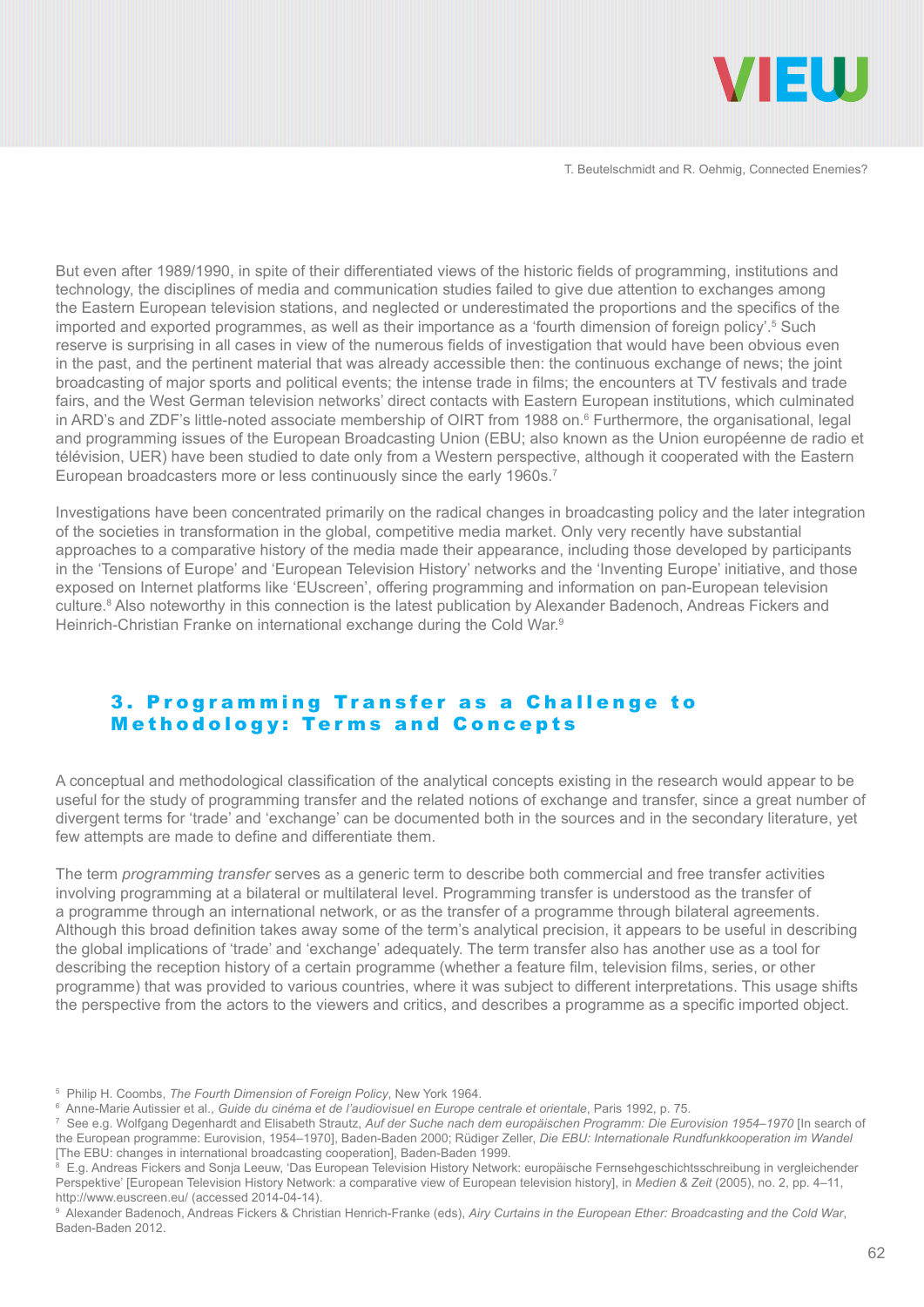But even after 1989/1990, in spite of their differentiated views of the historic fields of programming, institutions and technology, the disciplines of media and communication studies failed to give due attention to exchanges among the Eastern European television stations, and neglected or underestimated the proportions and the specifics of the imported and exported programmes, as well as their importance as a 'fourth dimension of foreign policy'.[5] Such reserve is surprising in all cases in view of the numerous fields of investigation that would have been obvious even in the past, and the pertinent material that was already accessible then: the continuous exchange of news; the joint broadcasting of major sports and political events; the intense trade in films; the encounters at TV festivals and trade fairs, and the West German television networks' direct contacts with Eastern European institutions, which culminated in ARD's and ZDF's little-noted associate membership of OIRT from 1988 on.[6] Furthermore, the organisational, legal and programming issues of the European Broadcasting Union (EBU; also known as the Union européenne de radio et télévision, UER) have been studied to date only from a Western perspective, although it cooperated with the Eastern European broadcasters more or less continuously since the early 1960s.[7]

Investigations have been concentrated primarily on the radical changes in broadcasting policy and the later integration of the societies in transformation in the global, competitive media market. Only very recently have substantial approaches to a comparative history of the media made their appearance, including those developed by participants in the 'Tensions of Europe' and 'European Television History' networks and the 'Inventing Europe' initiative, and those exposed on Internet platforms like 'EUscreen', offering programming and information on pan-European television culture.[8] Also noteworthy in this connection is the latest publication by Alexander Badenoch, Andreas Fickers and Heinrich-Christian Franke on international exchange during the Cold War.[9]

## 3. Programming Transfer as a Challenge to Methodology: Terms and Concepts

A conceptual and methodological classification of the analytical concepts existing in the research would appear to be useful for the study of programming transfer and the related notions of exchange and transfer, since a great number of divergent terms for 'trade' and 'exchange' can be documented both in the sources and in the secondary literature, yet few attempts are made to define and differentiate them.

The term *programming transfer* serves as a generic term to describe both commercial and free transfer activities involving programming at a bilateral or multilateral level. Programming transfer is understood as the transfer of a programme through an international network, or as the transfer of a programme through bilateral agreements. Although this broad definition takes away some of the term's analytical precision, it appears to be useful in describing the global implications of 'trade' and 'exchange' adequately. The term transfer also has another use as a tool for describing the reception history of a certain programme (whether a feature film, television films, series, or other programme) that was provided to various countries, where it was subject to different interpretations. This usage shifts the perspective from the actors to the viewers and critics, and describes a programme as a specific imported object.

---

[5] Philip H. Coombs, *The Fourth Dimension of Foreign Policy*, New York 1964.

[6] Anne-Marie Autissier et al., *Guide du cinéma et de l'audiovisuel en Europe centrale et orientale*, Paris 1992, p. 75.

[7] See e.g. Wolfgang Degenhardt and Elisabeth Strautz, *Auf der Suche nach dem europäischen Programm: Die Eurovision 1954–1970* [In search of the European programme: Eurovision, 1954–1970], Baden-Baden 2000; Rüdiger Zeller, *Die EBU: Internationale Rundfunkkooperation im Wandel* [The EBU: changes in international broadcasting cooperation], Baden-Baden 1999.

[8] E.g. Andreas Fickers and Sonja Leeuw, 'Das European Television History Network: europäische Fernsehgeschichtsschreibung in vergleichender Perspektive' [European Television History Network: a comparative view of European television history], in *Medien & Zeit* (2005), no. 2, pp. 4–11, http://www.euscreen.eu/ (accessed 2014-04-14).

[9] Alexander Badenoch, Andreas Fickers & Christian Henrich-Franke (eds), *Airy Curtains in the European Ether: Broadcasting and the Cold War*, Baden-Baden 2012.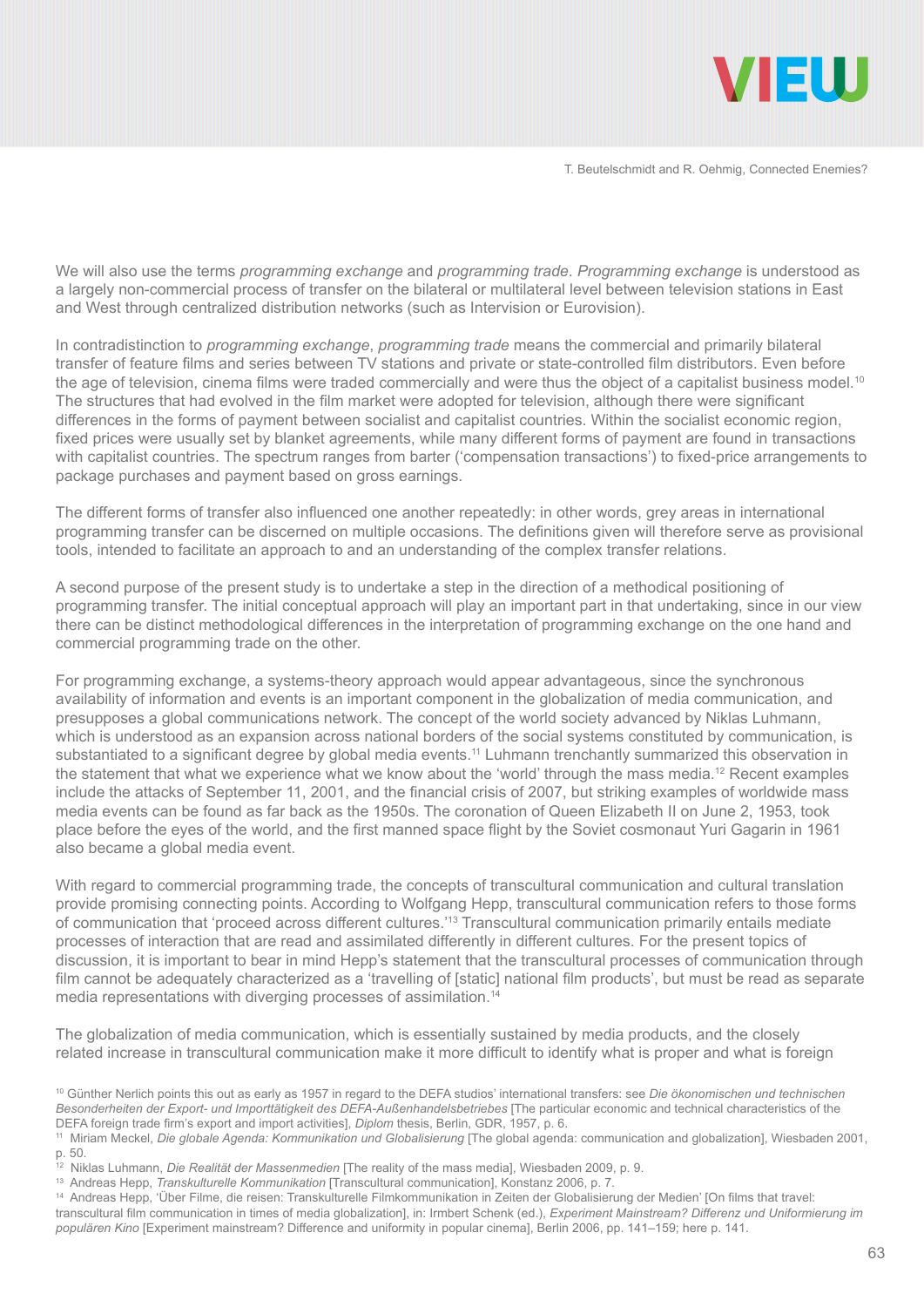We will also use the terms *programming exchange* and *programming trade*. *Programming exchange* is understood as a largely non-commercial process of transfer on the bilateral or multilateral level between television stations in East and West through centralized distribution networks (such as Intervision or Eurovision).

In contradistinction to *programming exchange*, *programming trade* means the commercial and primarily bilateral transfer of feature films and series between TV stations and private or state-controlled film distributors. Even before the age of television, cinema films were traded commercially and were thus the object of a capitalist business model.[10] The structures that had evolved in the film market were adopted for television, although there were significant differences in the forms of payment between socialist and capitalist countries. Within the socialist economic region, fixed prices were usually set by blanket agreements, while many different forms of payment are found in transactions with capitalist countries. The spectrum ranges from barter ('compensation transactions') to fixed-price arrangements to package purchases and payment based on gross earnings.

The different forms of transfer also influenced one another repeatedly: in other words, grey areas in international programming transfer can be discerned on multiple occasions. The definitions given will therefore serve as provisional tools, intended to facilitate an approach to and an understanding of the complex transfer relations.

A second purpose of the present study is to undertake a step in the direction of a methodical positioning of programming transfer. The initial conceptual approach will play an important part in that undertaking, since in our view there can be distinct methodological differences in the interpretation of programming exchange on the one hand and commercial programming trade on the other.

For programming exchange, a systems-theory approach would appear advantageous, since the synchronous availability of information and events is an important component in the globalization of media communication, and presupposes a global communications network. The concept of the world society advanced by Niklas Luhmann, which is understood as an expansion across national borders of the social systems constituted by communication, is substantiated to a significant degree by global media events.[11] Luhmann trenchantly summarized this observation in the statement that what we experience what we know about the 'world' through the mass media.[12] Recent examples include the attacks of September 11, 2001, and the financial crisis of 2007, but striking examples of worldwide mass media events can be found as far back as the 1950s. The coronation of Queen Elizabeth II on June 2, 1953, took place before the eyes of the world, and the first manned space flight by the Soviet cosmonaut Yuri Gagarin in 1961 also became a global media event.

With regard to commercial programming trade, the concepts of transcultural communication and cultural translation provide promising connecting points. According to Wolfgang Hepp, transcultural communication refers to those forms of communication that 'proceed across different cultures.'[13] Transcultural communication primarily entails mediate processes of interaction that are read and assimilated differently in different cultures. For the present topics of discussion, it is important to bear in mind Hepp's statement that the transcultural processes of communication through film cannot be adequately characterized as a 'travelling of [static] national film products', but must be read as separate media representations with diverging processes of assimilation.[14]

The globalization of media communication, which is essentially sustained by media products, and the closely related increase in transcultural communication make it more difficult to identify what is proper and what is foreign

[10] Günther Nerlich points this out as early as 1957 in regard to the DEFA studios' international transfers: see *Die ökonomischen und technischen Besonderheiten der Export- und Importtätigkeit des DEFA-Außenhandelsbetriebes* [The particular economic and technical characteristics of the DEFA foreign trade firm's export and import activities], *Diplom* thesis, Berlin, GDR, 1957, p. 6.

[11] Miriam Meckel, *Die globale Agenda: Kommunikation und Globalisierung* [The global agenda: communication and globalization], Wiesbaden 2001, p. 50.

[12] Niklas Luhmann, *Die Realität der Massenmedien* [The reality of the mass media], Wiesbaden 2009, p. 9.

[13] Andreas Hepp, *Transkulturelle Kommunikation* [Transcultural communication], Konstanz 2006, p. 7.

[14] Andreas Hepp, 'Über Filme, die reisen: Transkulturelle Filmkommunikation in Zeiten der Globalisierung der Medien' [On films that travel: transcultural film communication in times of media globalization], in: Irmbert Schenk (ed.), *Experiment Mainstream? Differenz und Uniformierung im populären Kino* [Experiment mainstream? Difference and uniformity in popular cinema], Berlin 2006, pp. 141–159; here p. 141.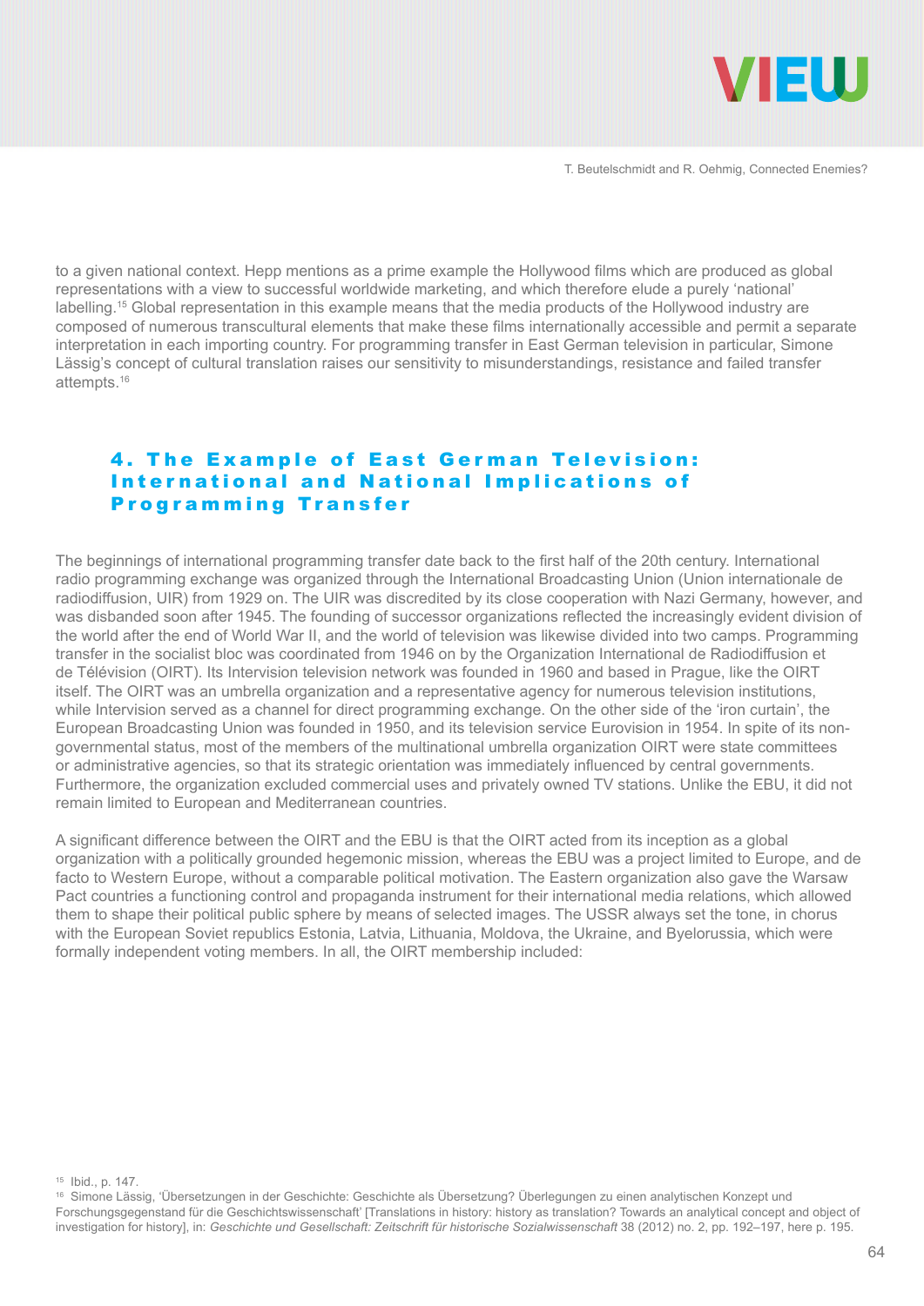to a given national context. Hepp mentions as a prime example the Hollywood films which are produced as global representations with a view to successful worldwide marketing, and which therefore elude a purely 'national' labelling.[15] Global representation in this example means that the media products of the Hollywood industry are composed of numerous transcultural elements that make these films internationally accessible and permit a separate interpretation in each importing country. For programming transfer in East German television in particular, Simone Lässig's concept of cultural translation raises our sensitivity to misunderstandings, resistance and failed transfer attempts.[16]

## 4. The Example of East German Television: International and National Implications of Programming Transfer

The beginnings of international programming transfer date back to the first half of the 20th century. International radio programming exchange was organized through the International Broadcasting Union (Union internationale de radiodiffusion, UIR) from 1929 on. The UIR was discredited by its close cooperation with Nazi Germany, however, and was disbanded soon after 1945. The founding of successor organizations reflected the increasingly evident division of the world after the end of World War II, and the world of television was likewise divided into two camps. Programming transfer in the socialist bloc was coordinated from 1946 on by the Organization International de Radiodiffusion et de Télévision (OIRT). Its Intervision television network was founded in 1960 and based in Prague, like the OIRT itself. The OIRT was an umbrella organization and a representative agency for numerous television institutions, while Intervision served as a channel for direct programming exchange. On the other side of the 'iron curtain', the European Broadcasting Union was founded in 1950, and its television service Eurovision in 1954. In spite of its non-governmental status, most of the members of the multinational umbrella organization OIRT were state committees or administrative agencies, so that its strategic orientation was immediately influenced by central governments. Furthermore, the organization excluded commercial uses and privately owned TV stations. Unlike the EBU, it did not remain limited to European and Mediterranean countries.

A significant difference between the OIRT and the EBU is that the OIRT acted from its inception as a global organization with a politically grounded hegemonic mission, whereas the EBU was a project limited to Europe, and de facto to Western Europe, without a comparable political motivation. The Eastern organization also gave the Warsaw Pact countries a functioning control and propaganda instrument for their international media relations, which allowed them to shape their political public sphere by means of selected images. The USSR always set the tone, in chorus with the European Soviet republics Estonia, Latvia, Lithuania, Moldova, the Ukraine, and Byelorussia, which were formally independent voting members. In all, the OIRT membership included:

---

[15] Ibid., p. 147.

[16] Simone Lässig, 'Übersetzungen in der Geschichte: Geschichte als Übersetzung? Überlegungen zu einen analytischen Konzept und Forschungsgegenstand für die Geschichtswissenschaft' [Translations in history: history as translation? Towards an analytical concept and object of investigation for history], in: *Geschichte und Gesellschaft: Zeitschrift für historische Sozialwissenschaft* 38 (2012) no. 2, pp. 192–197, here p. 195.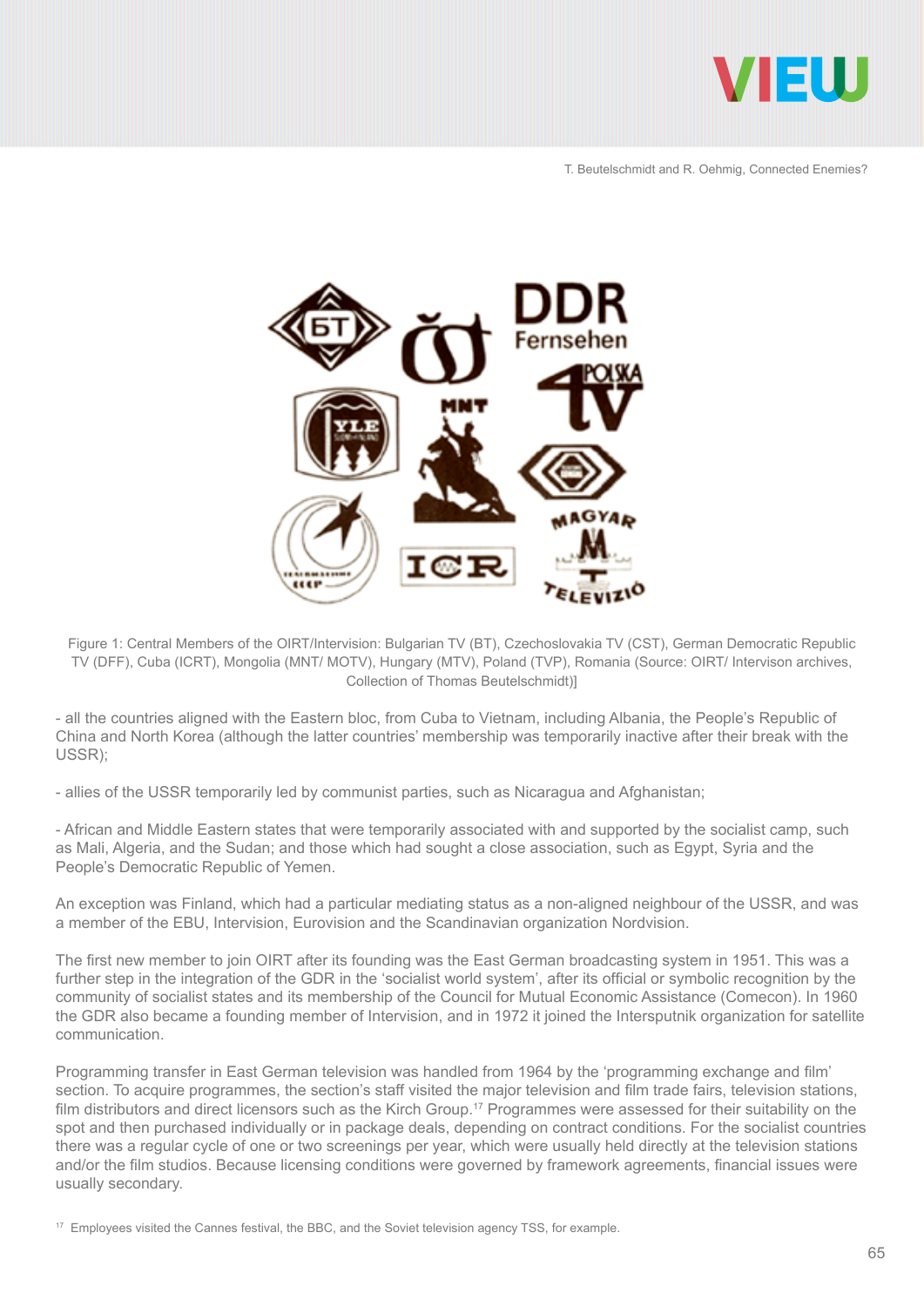Figure 1: Central Members of the OIRT/Intervision: Bulgarian TV (BT), Czechoslovakia TV (CST), German Democratic Republic TV (DFF), Cuba (ICRT), Mongolia (MNT/ MOTV), Hungary (MTV), Poland (TVP), Romania (Source: OIRT/ Intervison archives, Collection of Thomas Beutelschmidt)]

- all the countries aligned with the Eastern bloc, from Cuba to Vietnam, including Albania, the People's Republic of China and North Korea (although the latter countries' membership was temporarily inactive after their break with the USSR);

- allies of the USSR temporarily led by communist parties, such as Nicaragua and Afghanistan;

- African and Middle Eastern states that were temporarily associated with and supported by the socialist camp, such as Mali, Algeria, and the Sudan; and those which had sought a close association, such as Egypt, Syria and the People's Democratic Republic of Yemen.

An exception was Finland, which had a particular mediating status as a non-aligned neighbour of the USSR, and was a member of the EBU, Intervision, Eurovision and the Scandinavian organization Nordvision.

The first new member to join OIRT after its founding was the East German broadcasting system in 1951. This was a further step in the integration of the GDR in the 'socialist world system', after its official or symbolic recognition by the community of socialist states and its membership of the Council for Mutual Economic Assistance (Comecon). In 1960 the GDR also became a founding member of Intervision, and in 1972 it joined the Intersputnik organization for satellite communication.

Programming transfer in East German television was handled from 1964 by the 'programming exchange and film' section. To acquire programmes, the section's staff visited the major television and film trade fairs, television stations, film distributors and direct licensors such as the Kirch Group.[17] Programmes were assessed for their suitability on the spot and then purchased individually or in package deals, depending on contract conditions. For the socialist countries there was a regular cycle of one or two screenings per year, which were usually held directly at the television stations and/or the film studios. Because licensing conditions were governed by framework agreements, financial issues were usually secondary.

[17] Employees visited the Cannes festival, the BBC, and the Soviet television agency TSS, for example.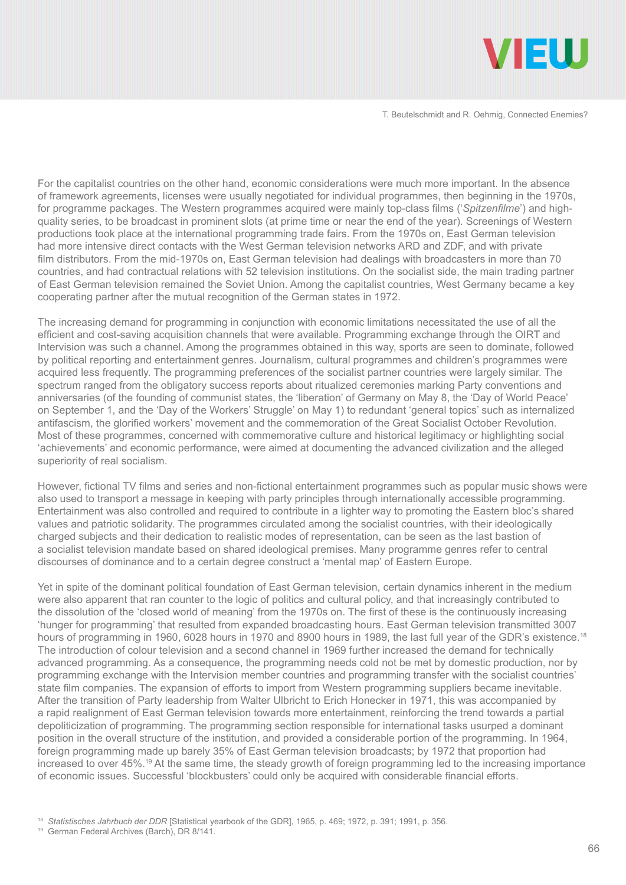For the capitalist countries on the other hand, economic considerations were much more important. In the absence of framework agreements, licenses were usually negotiated for individual programmes, then beginning in the 1970s, for programme packages. The Western programmes acquired were mainly top-class films ('*Spitzenfilme*') and high-quality series, to be broadcast in prominent slots (at prime time or near the end of the year). Screenings of Western productions took place at the international programming trade fairs. From the 1970s on, East German television had more intensive direct contacts with the West German television networks ARD and ZDF, and with private film distributors. From the mid-1970s on, East German television had dealings with broadcasters in more than 70 countries, and had contractual relations with 52 television institutions. On the socialist side, the main trading partner of East German television remained the Soviet Union. Among the capitalist countries, West Germany became a key cooperating partner after the mutual recognition of the German states in 1972.

The increasing demand for programming in conjunction with economic limitations necessitated the use of all the efficient and cost-saving acquisition channels that were available. Programming exchange through the OIRT and Intervision was such a channel. Among the programmes obtained in this way, sports are seen to dominate, followed by political reporting and entertainment genres. Journalism, cultural programmes and children's programmes were acquired less frequently. The programming preferences of the socialist partner countries were largely similar. The spectrum ranged from the obligatory success reports about ritualized ceremonies marking Party conventions and anniversaries (of the founding of communist states, the 'liberation' of Germany on May 8, the 'Day of World Peace' on September 1, and the 'Day of the Workers' Struggle' on May 1) to redundant 'general topics' such as internalized antifascism, the glorified workers' movement and the commemoration of the Great Socialist October Revolution. Most of these programmes, concerned with commemorative culture and historical legitimacy or highlighting social 'achievements' and economic performance, were aimed at documenting the advanced civilization and the alleged superiority of real socialism.

However, fictional TV films and series and non-fictional entertainment programmes such as popular music shows were also used to transport a message in keeping with party principles through internationally accessible programming. Entertainment was also controlled and required to contribute in a lighter way to promoting the Eastern bloc's shared values and patriotic solidarity. The programmes circulated among the socialist countries, with their ideologically charged subjects and their dedication to realistic modes of representation, can be seen as the last bastion of a socialist television mandate based on shared ideological premises. Many programme genres refer to central discourses of dominance and to a certain degree construct a 'mental map' of Eastern Europe.

Yet in spite of the dominant political foundation of East German television, certain dynamics inherent in the medium were also apparent that ran counter to the logic of politics and cultural policy, and that increasingly contributed to the dissolution of the 'closed world of meaning' from the 1970s on. The first of these is the continuously increasing 'hunger for programming' that resulted from expanded broadcasting hours. East German television transmitted 3007 hours of programming in 1960, 6028 hours in 1970 and 8900 hours in 1989, the last full year of the GDR's existence.[18] The introduction of colour television and a second channel in 1969 further increased the demand for technically advanced programming. As a consequence, the programming needs cold not be met by domestic production, nor by programming exchange with the Intervision member countries and programming transfer with the socialist countries' state film companies. The expansion of efforts to import from Western programming suppliers became inevitable. After the transition of Party leadership from Walter Ulbricht to Erich Honecker in 1971, this was accompanied by a rapid realignment of East German television towards more entertainment, reinforcing the trend towards a partial depoliticization of programming. The programming section responsible for international tasks usurped a dominant position in the overall structure of the institution, and provided a considerable portion of the programming. In 1964, foreign programming made up barely 35% of East German television broadcasts; by 1972 that proportion had increased to over 45%.[19] At the same time, the steady growth of foreign programming led to the increasing importance of economic issues. Successful 'blockbusters' could only be acquired with considerable financial efforts.

[18] *Statistisches Jahrbuch der DDR* [Statistical yearbook of the GDR], 1965, p. 469; 1972, p. 391; 1991, p. 356.

[19] German Federal Archives (Barch), DR 8/141.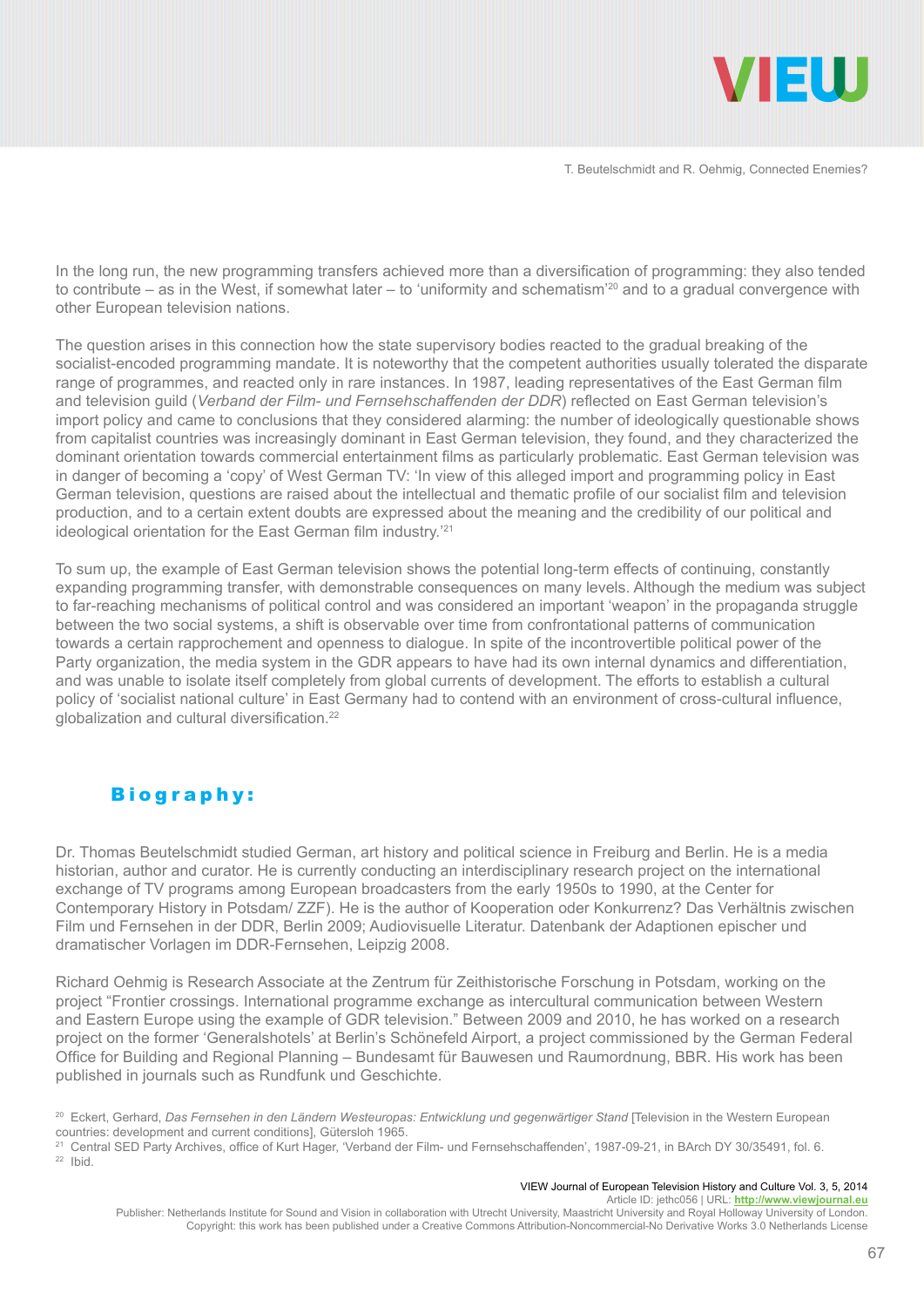In the long run, the new programming transfers achieved more than a diversification of programming: they also tended to contribute – as in the West, if somewhat later – to 'uniformity and schematism'[20] and to a gradual convergence with other European television nations.

The question arises in this connection how the state supervisory bodies reacted to the gradual breaking of the socialist-encoded programming mandate. It is noteworthy that the competent authorities usually tolerated the disparate range of programmes, and reacted only in rare instances. In 1987, leading representatives of the East German film and television guild (*Verband der Film- und Fernsehschaffenden der DDR*) reflected on East German television's import policy and came to conclusions that they considered alarming: the number of ideologically questionable shows from capitalist countries was increasingly dominant in East German television, they found, and they characterized the dominant orientation towards commercial entertainment films as particularly problematic. East German television was in danger of becoming a 'copy' of West German TV: 'In view of this alleged import and programming policy in East German television, questions are raised about the intellectual and thematic profile of our socialist film and television production, and to a certain extent doubts are expressed about the meaning and the credibility of our political and ideological orientation for the East German film industry.'[21]

To sum up, the example of East German television shows the potential long-term effects of continuing, constantly expanding programming transfer, with demonstrable consequences on many levels. Although the medium was subject to far-reaching mechanisms of political control and was considered an important 'weapon' in the propaganda struggle between the two social systems, a shift is observable over time from confrontational patterns of communication towards a certain rapprochement and openness to dialogue. In spite of the incontrovertible political power of the Party organization, the media system in the GDR appears to have had its own internal dynamics and differentiation, and was unable to isolate itself completely from global currents of development. The efforts to establish a cultural policy of 'socialist national culture' in East Germany had to contend with an environment of cross-cultural influence, globalization and cultural diversification.[22]

## Biography:

Dr. Thomas Beutelschmidt studied German, art history and political science in Freiburg and Berlin. He is a media historian, author and curator. He is currently conducting an interdisciplinary research project on the international exchange of TV programs among European broadcasters from the early 1950s to 1990, at the Center for Contemporary History in Potsdam/ ZZF). He is the author of Kooperation oder Konkurrenz? Das Verhältnis zwischen Film und Fernsehen in der DDR, Berlin 2009; Audiovisuelle Literatur. Datenbank der Adaptionen epischer und dramatischer Vorlagen im DDR-Fernsehen, Leipzig 2008.

Richard Oehmig is Research Associate at the Zentrum für Zeithistorische Forschung in Potsdam, working on the project "Frontier crossings. International programme exchange as intercultural communication between Western and Eastern Europe using the example of GDR television." Between 2009 and 2010, he has worked on a research project on the former 'Generalshotels' at Berlin's Schönefeld Airport, a project commissioned by the German Federal Office for Building and Regional Planning – Bundesamt für Bauwesen und Raumordnung, BBR. His work has been published in journals such as Rundfunk und Geschichte.

[20] Eckert, Gerhard, *Das Fernsehen in den Ländern Westeuropas: Entwicklung und gegenwärtiger Stand* [Television in the Western European countries: development and current conditions], Gütersloh 1965.

[21] Central SED Party Archives, office of Kurt Hager, 'Verband der Film- und Fernsehschaffenden', 1987-09-21, in BArch DY 30/35491, fol. 6.

[22] Ibid.